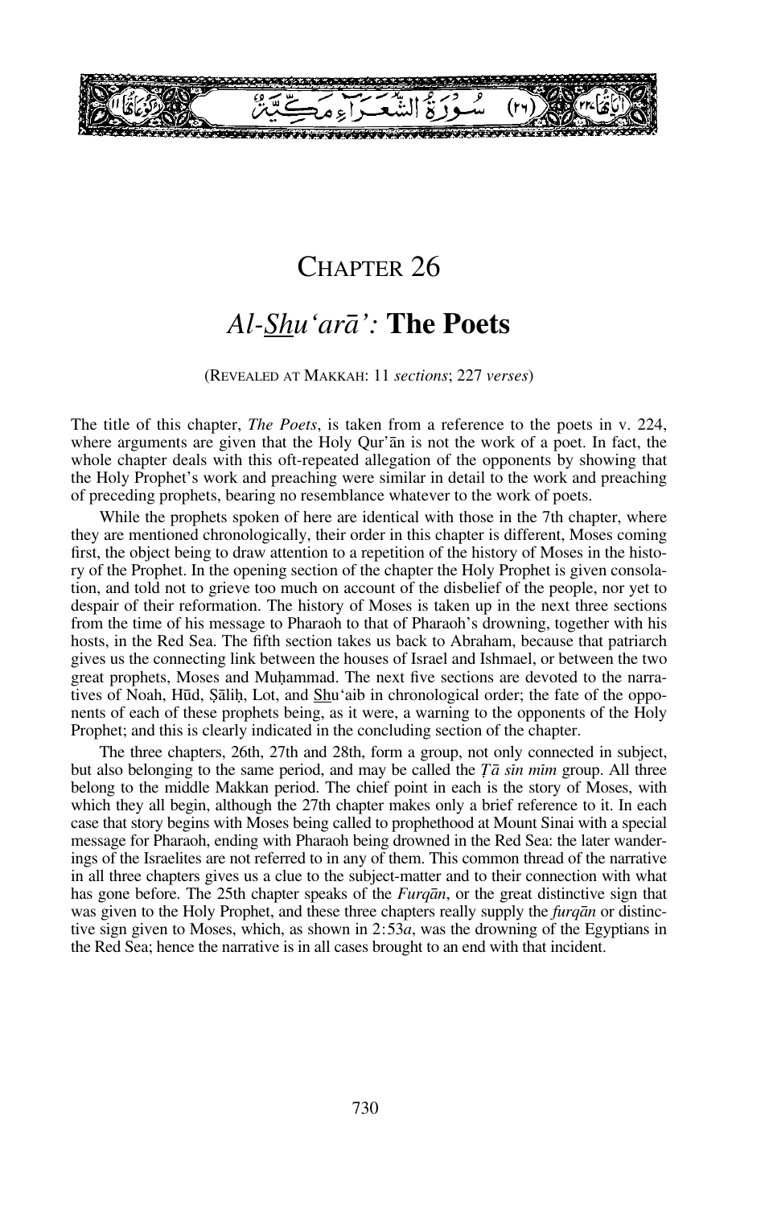سُورَةُ الشُّعَرَاءِ مَكِّيَّةٌ (٢٦)

# Chapter 26

## *Al-Shu'arā':* The Poets

(Revealed at Makkah: 11 *sections*; 227 *verses*)

The title of this chapter, *The Poets*, is taken from a reference to the poets in v. 224, where arguments are given that the Holy Qur'ān is not the work of a poet. In fact, the whole chapter deals with this oft-repeated allegation of the opponents by showing that the Holy Prophet's work and preaching were similar in detail to the work and preaching of preceding prophets, bearing no resemblance whatever to the work of poets.

While the prophets spoken of here are identical with those in the 7th chapter, where they are mentioned chronologically, their order in this chapter is different, Moses coming first, the object being to draw attention to a repetition of the history of Moses in the history of the Prophet. In the opening section of the chapter the Holy Prophet is given consolation, and told not to grieve too much on account of the disbelief of the people, nor yet to despair of their reformation. The history of Moses is taken up in the next three sections from the time of his message to Pharaoh to that of Pharaoh's drowning, together with his hosts, in the Red Sea. The fifth section takes us back to Abraham, because that patriarch gives us the connecting link between the houses of Israel and Ishmael, or between the two great prophets, Moses and Muḥammad. The next five sections are devoted to the narratives of Noah, Hūd, Ṣāliḥ, Lot, and Shu'aib in chronological order; the fate of the opponents of each of these prophets being, as it were, a warning to the opponents of the Holy Prophet; and this is clearly indicated in the concluding section of the chapter.

The three chapters, 26th, 27th and 28th, form a group, not only connected in subject, but also belonging to the same period, and may be called the *Ṭā sīn mīm* group. All three belong to the middle Makkan period. The chief point in each is the story of Moses, with which they all begin, although the 27th chapter makes only a brief reference to it. In each case that story begins with Moses being called to prophethood at Mount Sinai with a special message for Pharaoh, ending with Pharaoh being drowned in the Red Sea: the later wanderings of the Israelites are not referred to in any of them. This common thread of the narrative in all three chapters gives us a clue to the subject-matter and to their connection with what has gone before. The 25th chapter speaks of the *Furqān*, or the great distinctive sign that was given to the Holy Prophet, and these three chapters really supply the *furqān* or distinctive sign given to Moses, which, as shown in 2:53*a*, was the drowning of the Egyptians in the Red Sea; hence the narrative is in all cases brought to an end with that incident.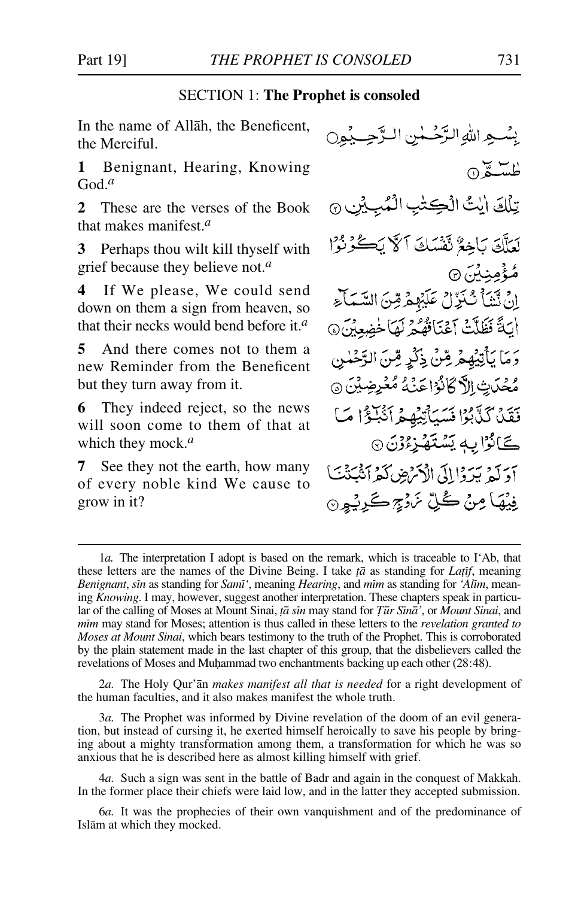## SECTION 1: **The Prophet is consoled**

In the name of Allāh, the Beneficent, the Merciful.

بِسْمِ اللّٰهِ الرَّحْمٰنِ الرَّحِيْمِ ○

**1** Benignant, Hearing, Knowing God.[a]

طٰسٓمّٓ ①

**2** These are the verses of the Book that makes manifest.[a]

تِلْكَ اٰيٰتُ الْكِتٰبِ الْمُبِيْنِ ②

**3** Perhaps thou wilt kill thyself with grief because they believe not.[a]

لَعَلَّكَ بَاخِعٌ نَّفْسَكَ اَلَّا يَكُوْنُوْا مُؤْمِنِيْنَ ③

**4** If We please, We could send down on them a sign from heaven, so that their necks would bend before it.[a]

اِنْ نَّشَاْ نُنَزِّلْ عَلَيْهِمْ مِّنَ السَّمَآءِ اٰيَةً فَظَلَّتْ اَعْنَاقُهُمْ لَهَا خٰضِعِيْنَ ④

**5** And there comes not to them a new Reminder from the Beneficent but they turn away from it.

وَمَا يَاْتِيْهِمْ مِّنْ ذِكْرٍ مِّنَ الرَّحْمٰنِ مُحْدَثٍ اِلَّا كَانُوْا عَنْهُ مُعْرِضِيْنَ ⑤

**6** They indeed reject, so the news will soon come to them of that at which they mock.[a]

فَقَدْ كَذَّبُوْا فَسَيَاْتِيْهِمْ اَنْۢبٰٓؤُا مَا كَانُوْا بِهٖ يَسْتَهْزِءُوْنَ ⑥

**7** See they not the earth, how many of every noble kind We cause to grow in it?

اَوَلَمْ يَرَوْا اِلَى الْاَرْضِ كَمْ اَنْۢبَتْنَا فِيْهَا مِنْ كُلِّ زَوْجٍ كَرِيْمٍ ⑦

---

1*a.* The interpretation I adopt is based on the remark, which is traceable to I'Ab, that these letters are the names of the Divine Being. I take *ṭā* as standing for *Laṭīf*, meaning *Benignant*, *sīn* as standing for *Samī'*, meaning *Hearing*, and *mīm* as standing for *'Alīm*, meaning *Knowing*. I may, however, suggest another interpretation. These chapters speak in particular of the calling of Moses at Mount Sinai, *ṭā sīn* may stand for *Ṭūr Sīnā'*, or *Mount Sinai*, and *mīm* may stand for Moses; attention is thus called in these letters to the *revelation granted to Moses at Mount Sinai*, which bears testimony to the truth of the Prophet. This is corroborated by the plain statement made in the last chapter of this group, that the disbelievers called the revelations of Moses and Muḥammad two enchantments backing up each other (28:48).

2*a.* The Holy Qur'ān *makes manifest all that is needed* for a right development of the human faculties, and it also makes manifest the whole truth.

3*a.* The Prophet was informed by Divine revelation of the doom of an evil generation, but instead of cursing it, he exerted himself heroically to save his people by bringing about a mighty transformation among them, a transformation for which he was so anxious that he is described here as almost killing himself with grief.

4*a.* Such a sign was sent in the battle of Badr and again in the conquest of Makkah. In the former place their chiefs were laid low, and in the latter they accepted submission.

6*a.* It was the prophecies of their own vanquishment and of the predominance of Islām at which they mocked.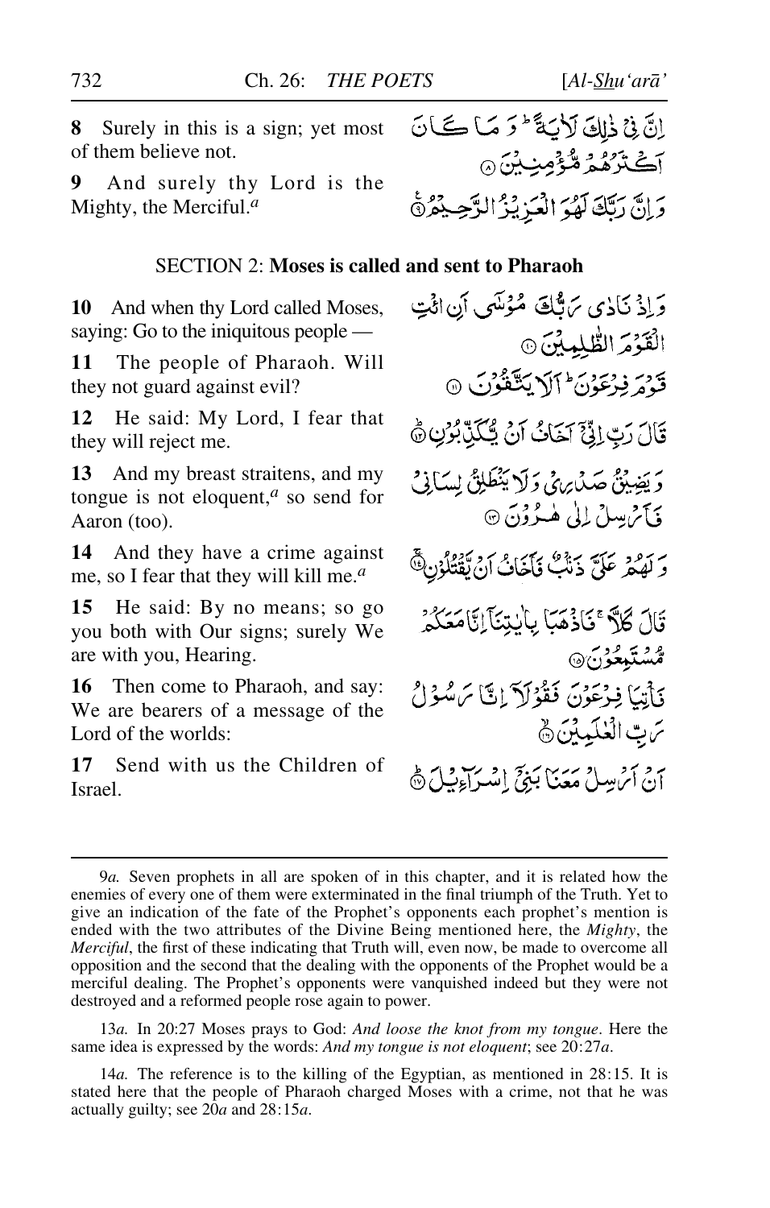**8** Surely in this is a sign; yet most of them believe not.

إِنَّ فِي ذَٰلِكَ لَآيَةً ۖ وَمَا كَانَ أَكْثَرُهُمْ مُؤْمِنِينَ ﴿٨﴾

**9** And surely thy Lord is the Mighty, the Merciful.[a]

وَإِنَّ رَبَّكَ لَهُوَ الْعَزِيزُ الرَّحِيمُ ﴿٩﴾

## SECTION 2: **Moses is called and sent to Pharaoh**

**10** And when thy Lord called Moses, saying: Go to the iniquitous people —

وَإِذْ نَادَىٰ رَبُّكَ مُوسَىٰ أَنِ ائْتِ الْقَوْمَ الظَّالِمِينَ ﴿١٠﴾

**11** The people of Pharaoh. Will they not guard against evil?

قَوْمَ فِرْعَوْنَ ۚ أَلَا يَتَّقُونَ ﴿١١﴾

**12** He said: My Lord, I fear that they will reject me.

قَالَ رَبِّ إِنِّي أَخَافُ أَنْ يُكَذِّبُونِ ﴿١٢﴾

**13** And my breast straitens, and my tongue is not eloquent,[a] so send for Aaron (too).

وَيَضِيقُ صَدْرِي وَلَا يَنْطَلِقُ لِسَانِي فَأَرْسِلْ إِلَىٰ هَارُونَ ﴿١٣﴾

**14** And they have a crime against me, so I fear that they will kill me.[a]

وَلَهُمْ عَلَيَّ ذَنْبٌ فَأَخَافُ أَنْ يَقْتُلُونِ ﴿١٤﴾

**15** He said: By no means; so go you both with Our signs; surely We are with you, Hearing.

قَالَ كَلَّا ۖ فَاذْهَبَا بِآيَاتِنَا ۖ إِنَّا مَعَكُمْ مُسْتَمِعُونَ ﴿١٥﴾

**16** Then come to Pharaoh, and say: We are bearers of a message of the Lord of the worlds:

فَأْتِيَا فِرْعَوْنَ فَقُولَا إِنَّا رَسُولُ رَبِّ الْعَالَمِينَ ﴿١٦﴾

**17** Send with us the Children of Israel.

أَنْ أَرْسِلْ مَعَنَا بَنِي إِسْرَائِيلَ ﴿١٧﴾

---

9*a.* Seven prophets in all are spoken of in this chapter, and it is related how the enemies of every one of them were exterminated in the final triumph of the Truth. Yet to give an indication of the fate of the Prophet's opponents each prophet's mention is ended with the two attributes of the Divine Being mentioned here, the *Mighty*, the *Merciful*, the first of these indicating that Truth will, even now, be made to overcome all opposition and the second that the dealing with the opponents of the Prophet would be a merciful dealing. The Prophet's opponents were vanquished indeed but they were not destroyed and a reformed people rose again to power.

13*a.* In 20:27 Moses prays to God: *And loose the knot from my tongue*. Here the same idea is expressed by the words: *And my tongue is not eloquent*; see 20:27*a*.

14*a.* The reference is to the killing of the Egyptian, as mentioned in 28:15. It is stated here that the people of Pharaoh charged Moses with a crime, not that he was actually guilty; see 20*a* and 28:15*a*.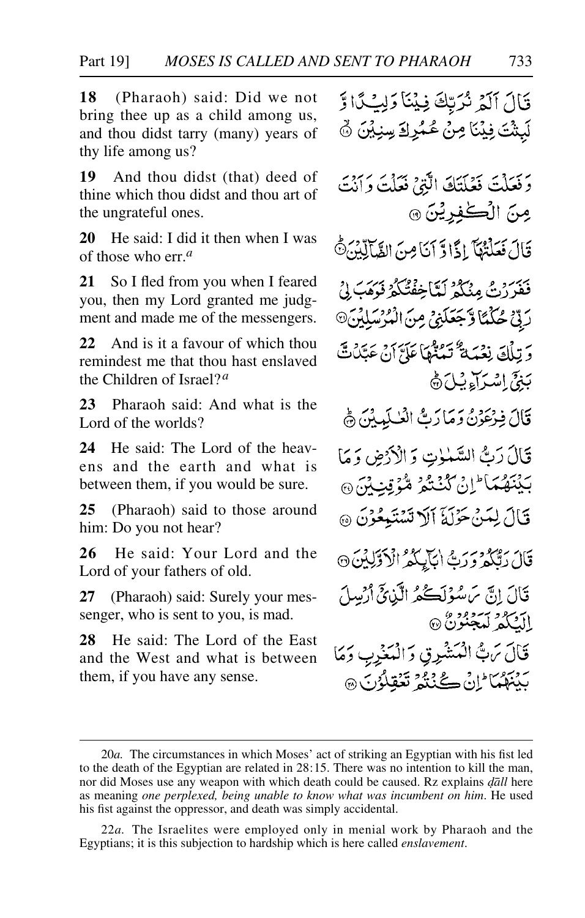**18** (Pharaoh) said: Did we not bring thee up as a child among us, and thou didst tarry (many) years of thy life among us?

قَالَ اَلَمۡ نُرَبِّكَ فِيۡنَا وَلِيۡدًا وَّ لَبِثۡتَ فِيۡنَا مِنۡ عُمُرِكَ سِنِيۡنَ ﴿۱۸﴾

**19** And thou didst (that) deed of thine which thou didst and thou art of the ungrateful ones.

وَ فَعَلۡتَ فَعۡلَتَكَ الَّتِىۡ فَعَلۡتَ وَاَنۡتَ مِنَ الۡكٰفِرِيۡنَ ﴿۱۹﴾

**20** He said: I did it then when I was of those who err.[a]

قَالَ فَعَلۡتُهَاۤ اِذًا وَّاَنَا مِنَ الضَّآلِّيۡنَ ﴿۲۰﴾

**21** So I fled from you when I feared you, then my Lord granted me judgment and made me of the messengers.

فَفَرَرۡتُ مِنۡكُمۡ لَمَّا خِفۡتُكُمۡ فَوَهَبَ لِىۡ رَبِّىۡ حُكۡمًا وَّجَعَلَنِىۡ مِنَ الۡمُرۡسَلِيۡنَ ﴿۲۱﴾

**22** And is it a favour of which thou remindest me that thou hast enslaved the Children of Israel?[a]

وَتِلۡكَ نِعۡمَةٌ تَمُنُّهَا عَلَىَّ اَنۡ عَبَّدتَّ بَنِىۡۤ اِسۡرَآءِيۡلَ ﴿۲۲﴾

**23** Pharaoh said: And what is the Lord of the worlds?

قَالَ فِرۡعَوۡنُ وَمَا رَبُّ الۡعٰلَمِيۡنَ ﴿۲۳﴾

**24** He said: The Lord of the heavens and the earth and what is between them, if you would be sure.

قَالَ رَبُّ السَّمٰوٰتِ وَالۡاَرۡضِ وَمَا بَيۡنَهُمَا ؕ اِنۡ كُنۡتُمۡ مُّوۡقِنِيۡنَ ﴿۲۴﴾

**25** (Pharaoh) said to those around him: Do you not hear?

قَالَ لِمَنۡ حَوۡلَهٗۤ اَلَا تَسۡتَمِعُوۡنَ ﴿۲۵﴾

**26** He said: Your Lord and the Lord of your fathers of old.

قَالَ رَبُّكُمۡ وَرَبُّ اٰبَآئِكُمُ الۡاَوَّلِيۡنَ ﴿۲۶﴾

**27** (Pharaoh) said: Surely your messenger, who is sent to you, is mad.

قَالَ اِنَّ رَسُوۡلَكُمُ الَّذِىۡۤ اُرۡسِلَ اِلَيۡكُمۡ لَمَجۡنُوۡنٌ ﴿۲۷﴾

**28** He said: The Lord of the East and the West and what is between them, if you have any sense.

قَالَ رَبُّ الۡمَشۡرِقِ وَالۡمَغۡرِبِ وَمَا بَيۡنَهُمَا ؕ اِنۡ كُنۡتُمۡ تَعۡقِلُوۡنَ ﴿۲۸﴾

---

20*a.* The circumstances in which Moses' act of striking an Egyptian with his fist led to the death of the Egyptian are related in 28:15. There was no intention to kill the man, nor did Moses use any weapon with which death could be caused. Rz explains *ḍāll* here as meaning *one perplexed, being unable to know what was incumbent on him*. He used his fist against the oppressor, and death was simply accidental.

22*a.* The Israelites were employed only in menial work by Pharaoh and the Egyptians; it is this subjection to hardship which is here called *enslavement*.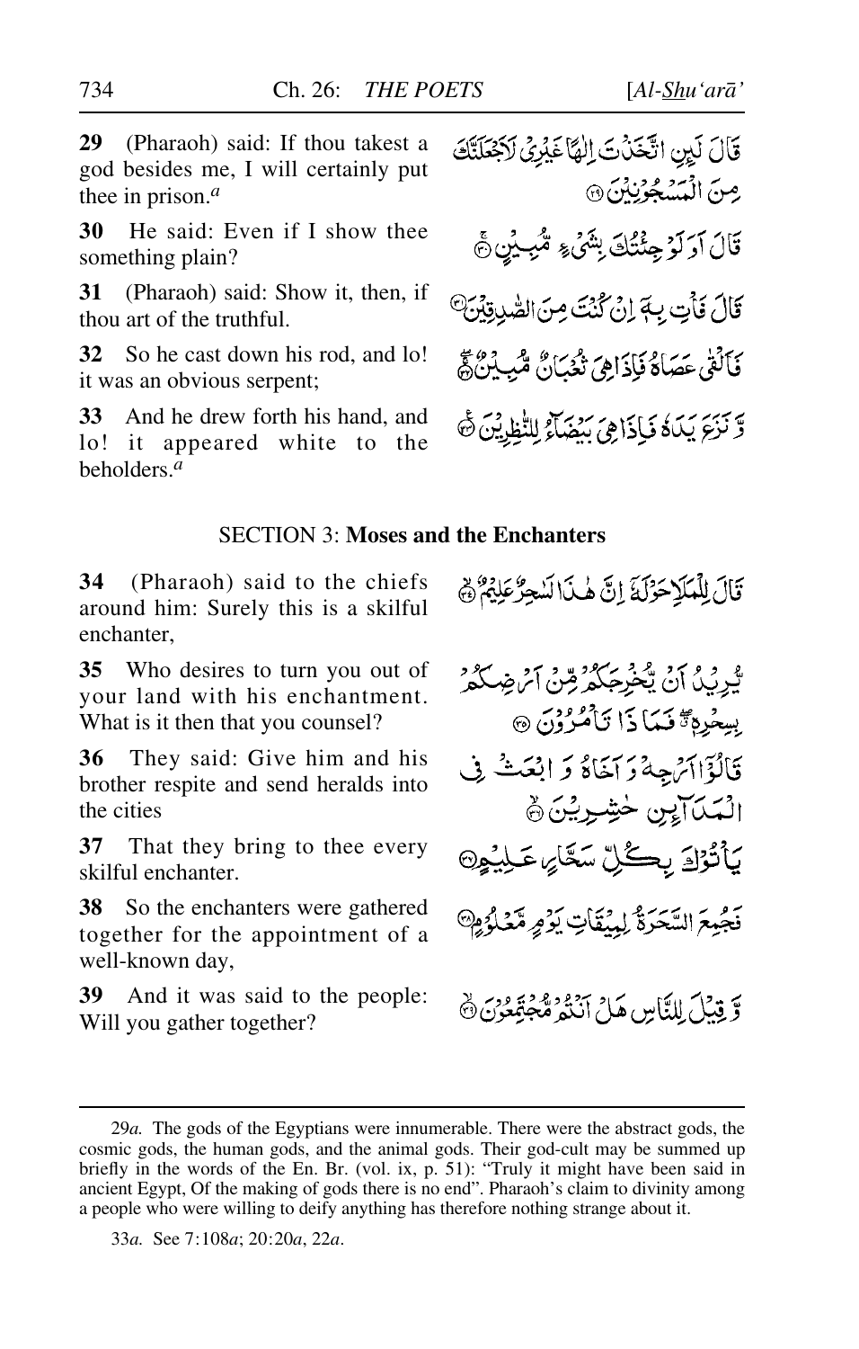**29** (Pharaoh) said: If thou takest a god besides me, I will certainly put thee in prison.[a]

قَالَ لَئِنِ اتَّخَذْتَ اِلٰهًا غَيْرِيْ لَاَجْعَلَنَّكَ مِنَ الْمَسْجُوْنِيْنَ ﴿۲۹﴾

**30** He said: Even if I show thee something plain?

قَالَ اَوَلَوْ جِئْتُكَ بِشَيْءٍ مُّبِيْنٍ ﴿۳۰﴾

**31** (Pharaoh) said: Show it, then, if thou art of the truthful.

قَالَ فَأْتِ بِهٖٓ اِنْ كُنْتَ مِنَ الصّٰدِقِيْنَ ﴿۳۱﴾

**32** So he cast down his rod, and lo! it was an obvious serpent;

فَاَلْقٰى عَصَاهُ فَاِذَا هِيَ ثُعْبَانٌ مُّبِيْنٌ ﴿۳۲﴾

**33** And he drew forth his hand, and lo! it appeared white to the beholders.[a]

وَّنَزَعَ يَدَهٗ فَاِذَا هِيَ بَيْضَآءُ لِلنّٰظِرِيْنَ ﴿۳۳﴾

## SECTION 3: **Moses and the Enchanters**

**34** (Pharaoh) said to the chiefs around him: Surely this is a skilful enchanter,

قَالَ لِلْمَلَاِ حَوْلَهٗٓ اِنَّ هٰذَا لَسٰحِرٌ عَلِيْمٌ ﴿۳۴﴾

**35** Who desires to turn you out of your land with his enchantment. What is it then that you counsel?

يُّرِيْدُ اَنْ يُّخْرِجَكُمْ مِّنْ اَرْضِكُمْ بِسِحْرِهٖ ۖ فَمَاذَا تَاْمُرُوْنَ ﴿۳۵﴾

**36** They said: Give him and his brother respite and send heralds into the cities

قَالُوْٓا اَرْجِهْ وَاَخَاهُ وَابْعَثْ فِي الْمَدَآئِنِ حٰشِرِيْنَ ﴿۳۶﴾

**37** That they bring to thee every skilful enchanter.

يَاْتُوْكَ بِكُلِّ سَحَّارٍ عَلِيْمٍ ﴿۳۷﴾

**38** So the enchanters were gathered together for the appointment of a well-known day,

فَجُمِعَ السَّحَرَةُ لِمِيْقَاتِ يَوْمٍ مَّعْلُوْمٍ ﴿۳۸﴾

**39** And it was said to the people: Will you gather together?

وَّقِيْلَ لِلنَّاسِ هَلْ اَنْتُمْ مُّجْتَمِعُوْنَ ﴿۳۹﴾

---

29*a.* The gods of the Egyptians were innumerable. There were the abstract gods, the cosmic gods, the human gods, and the animal gods. Their god-cult may be summed up briefly in the words of the En. Br. (vol. ix, p. 51): "Truly it might have been said in ancient Egypt, Of the making of gods there is no end". Pharaoh's claim to divinity among a people who were willing to deify anything has therefore nothing strange about it.

33*a.* See 7:108*a*; 20:20*a*, 22*a*.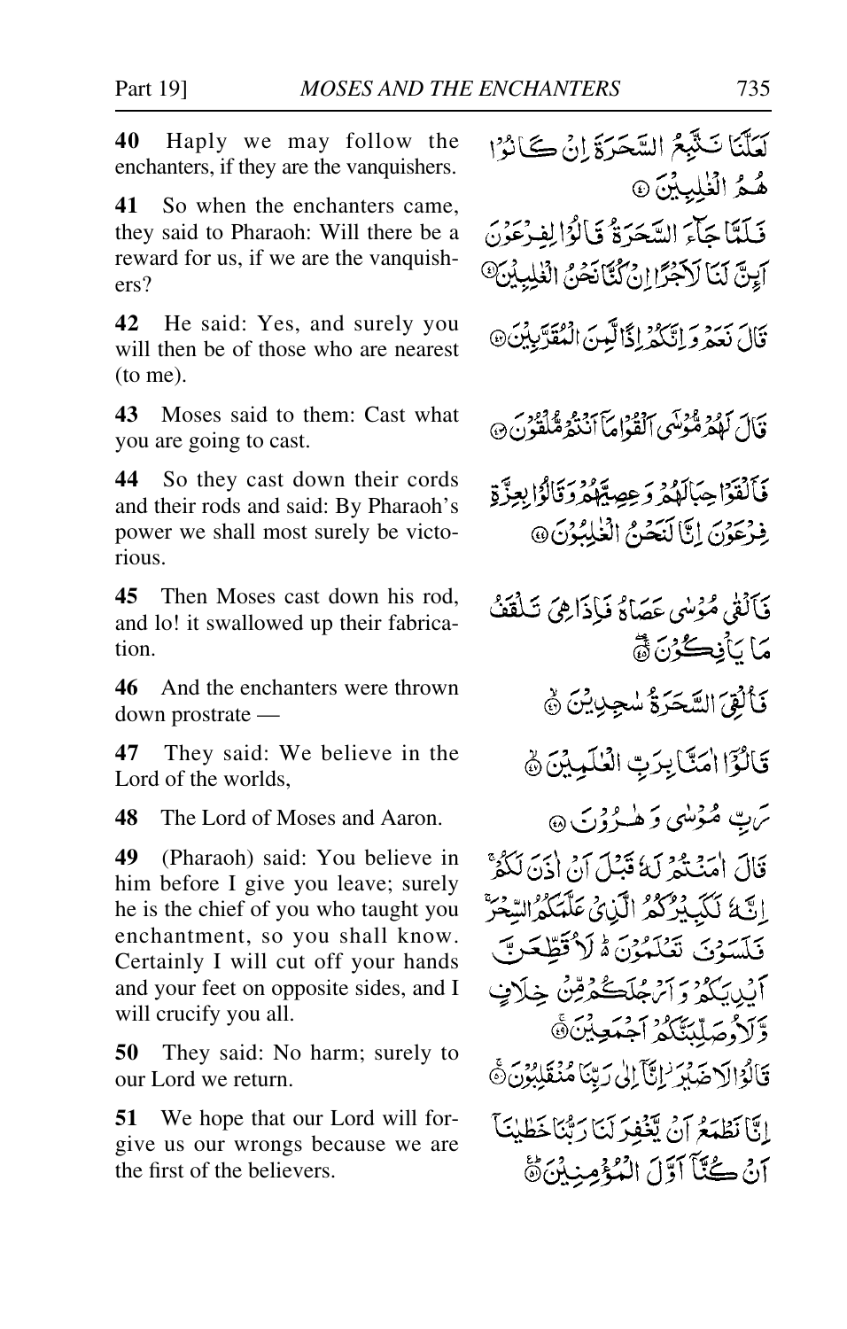**40** Haply we may follow the enchanters, if they are the vanquishers.

لَعَلَّنَا نَتَّبِعُ السَّحَرَةَ اِنۡ كَانُوۡا هُمُ الۡغٰلِبِيۡنَ ﴿۴۰﴾

**41** So when the enchanters came, they said to Pharaoh: Will there be a reward for us, if we are the vanquishers?

فَلَمَّا جَآءَ السَّحَرَةُ قَالُوۡا لِفِرۡعَوۡنَ اَئِنَّ لَنَا لَاَجۡرًا اِنۡ كُنَّا نَحۡنُ الۡغٰلِبِيۡنَ ﴿۴۱﴾

**42** He said: Yes, and surely you will then be of those who are nearest (to me).

قَالَ نَعَمۡ وَ اِنَّكُمۡ اِذًا لَّمِنَ الۡمُقَرَّبِيۡنَ ﴿۴۲﴾

**43** Moses said to them: Cast what you are going to cast.

قَالَ لَهُمۡ مُّوۡسٰۤى اَلۡقُوۡا مَاۤ اَنۡتُمۡ مُّلۡقُوۡنَ ﴿۴۳﴾

**44** So they cast down their cords and their rods and said: By Pharaoh's power we shall most surely be victorious.

فَاَلۡقَوۡا حِبَالَهُمۡ وَ عِصِيَّهُمۡ وَ قَالُوۡا بِعِزَّةِ فِرۡعَوۡنَ اِنَّا لَنَحۡنُ الۡغٰلِبُوۡنَ ﴿۴۴﴾

**45** Then Moses cast down his rod, and lo! it swallowed up their fabrication.

فَاَلۡقٰى مُوۡسٰى عَصَاهُ فَاِذَا هِىَ تَلۡقَفُ مَا يَاۡفِكُوۡنَ ﴿۴۵﴾

**46** And the enchanters were thrown down prostrate —

فَاُلۡقِىَ السَّحَرَةُ سٰجِدِيۡنَ ﴿۴۶﴾

**47** They said: We believe in the Lord of the worlds,

قَالُوۡۤا اٰمَنَّا بِرَبِّ الۡعٰلَمِيۡنَ ﴿۴۷﴾

**48** The Lord of Moses and Aaron.

رَبِّ مُوۡسٰى وَ هٰرُوۡنَ ﴿۴۸﴾

**49** (Pharaoh) said: You believe in him before I give you leave; surely he is the chief of you who taught you enchantment, so you shall know. Certainly I will cut off your hands and your feet on opposite sides, and I will crucify you all.

قَالَ اٰمَنۡتُمۡ لَهٗ قَبۡلَ اَنۡ اٰذَنَ لَكُمۡ ۚ اِنَّهٗ لَكَبِيۡرُكُمُ الَّذِىۡ عَلَّمَكُمُ السِّحۡرَ ۚ فَلَسَوۡفَ تَعۡلَمُوۡنَ ؕ لَاُقَطِّعَنَّ اَيۡدِيَكُمۡ وَ اَرۡجُلَكُمۡ مِّنۡ خِلَافٍ وَّ لَاُوصَلِّبَنَّكُمۡ اَجۡمَعِيۡنَ ﴿۴۹﴾

**50** They said: No harm; surely to our Lord we return.

قَالُوۡا لَا ضَيۡرَ ۫ اِنَّاۤ اِلٰى رَبِّنَا مُنۡقَلِبُوۡنَ ﴿۵۰﴾

**51** We hope that our Lord will forgive us our wrongs because we are the first of the believers.

اِنَّا نَطۡمَعُ اَنۡ يَّغۡفِرَ لَنَا رَبُّنَا خَطٰيٰنَاۤ اَنۡ كُنَّاۤ اَوَّلَ الۡمُؤۡمِنِيۡنَ ﴿۵۱﴾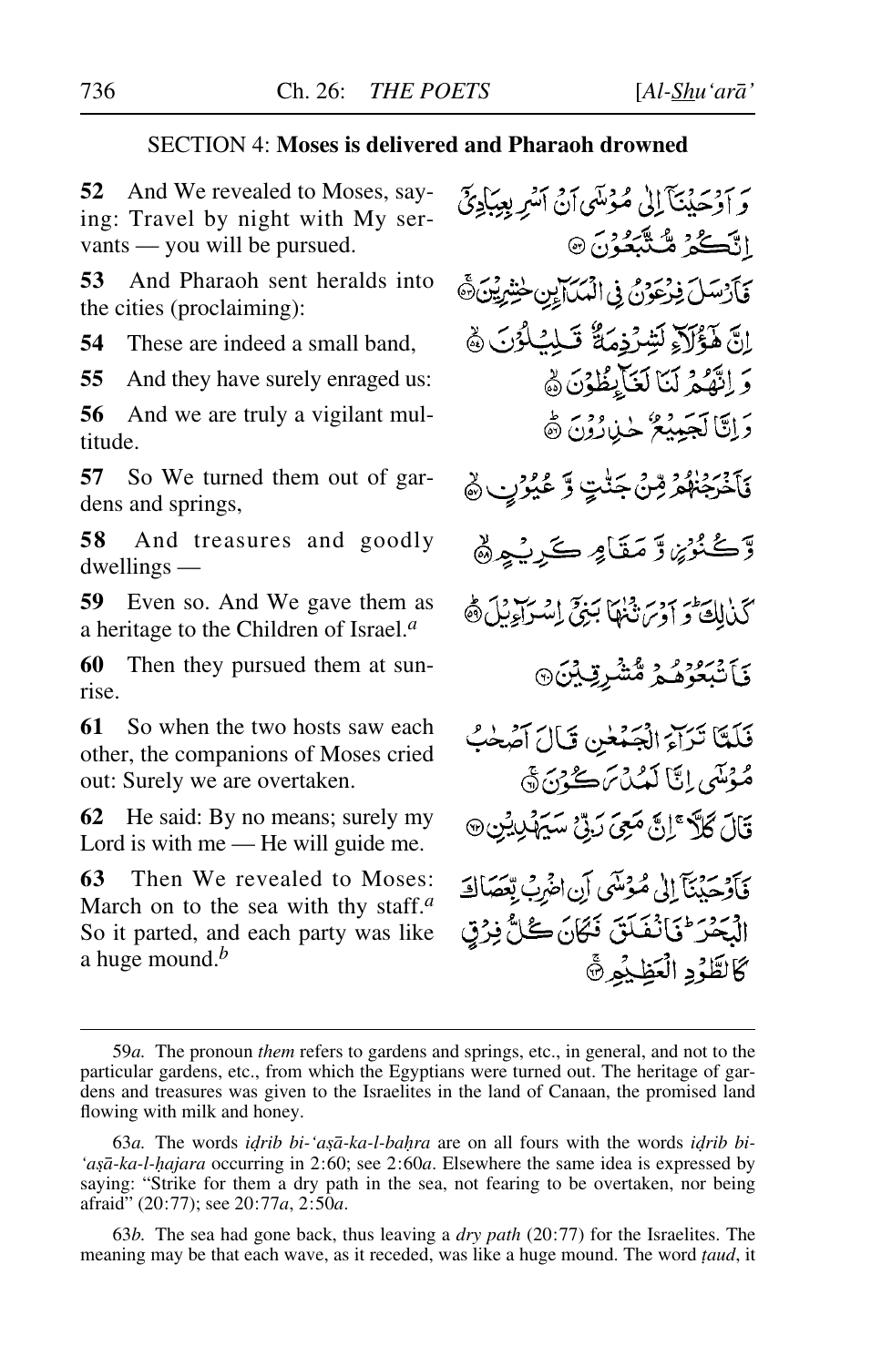## SECTION 4: **Moses is delivered and Pharaoh drowned**

**52** And We revealed to Moses, saying: Travel by night with My servants — you will be pursued.

وَ اَوۡحَیۡنَاۤ اِلٰی مُوۡسٰۤی اَنۡ اَسۡرِ بِعِبَادِیۡۤ اِنَّکُمۡ مُّتَّبَعُوۡنَ ﴿۵۲﴾

**53** And Pharaoh sent heralds into the cities (proclaiming):

فَاَرۡسَلَ فِرۡعَوۡنُ فِی الۡمَدَآئِنِ حٰشِرِیۡنَ ﴿ۚ۵۳﴾

**54** These are indeed a small band,

اِنَّ ہٰۤؤُلَآءِ لَشِرۡذِمَۃٌ قَلِیۡلُوۡنَ ﴿ۙ۵۴﴾

**55** And they have surely enraged us:

وَ اِنَّہُمۡ لَنَا لَغَآئِظُوۡنَ ﴿ۙ۵۵﴾

**56** And we are truly a vigilant multitude.

وَ اِنَّا لَجَمِیۡعٌ حٰذِرُوۡنَ ﴿ؕ۵۶﴾

**57** So We turned them out of gardens and springs,

فَاَخۡرَجۡنٰہُمۡ مِّنۡ جَنّٰتٍ وَّ عُیُوۡنٍ ﴿ۙ۵۷﴾

**58** And treasures and goodly dwellings —

وَّ کُنُوۡزٍ وَّ مَقَامٍ کَرِیۡمٍ ﴿ۙ۵۸﴾

**59** Even so. And We gave them as a heritage to the Children of Israel.[a]

کَذٰلِکَ ؕ وَ اَوۡرَثۡنٰہَا بَنِیۡۤ اِسۡرَآءِیۡلَ ﴿ؕ۵۹﴾

**60** Then they pursued them at sunrise.

فَاَتۡبَعُوۡہُمۡ مُّشۡرِقِیۡنَ ﴿۶۰﴾

**61** So when the two hosts saw each other, the companions of Moses cried out: Surely we are overtaken.

فَلَمَّا تَرَآءَ الۡجَمۡعٰنِ قَالَ اَصۡحٰبُ مُوۡسٰۤی اِنَّا لَمُدۡرَکُوۡنَ ﴿ۚ۶۱﴾

**62** He said: By no means; surely my Lord is with me — He will guide me.

قَالَ کَلَّا ۚ اِنَّ مَعِیَ رَبِّیۡ سَیَہۡدِیۡنِ ﴿۶۲﴾

**63** Then We revealed to Moses: March on to the sea with thy staff.[a] So it parted, and each party was like a huge mound.[b]

فَاَوۡحَیۡنَاۤ اِلٰی مُوۡسٰۤی اَنِ اضۡرِبۡ بِّعَصَاکَ الۡبَحۡرَ ؕ فَانۡفَلَقَ فَکَانَ کُلُّ فِرۡقٍ کَالطَّوۡدِ الۡعَظِیۡمِ ﴿ۚ۶۳﴾

---

59*a.* The pronoun *them* refers to gardens and springs, etc., in general, and not to the particular gardens, etc., from which the Egyptians were turned out. The heritage of gardens and treasures was given to the Israelites in the land of Canaan, the promised land flowing with milk and honey.

63*a.* The words *iḍrib bi-'aṣā-ka-l-baḥra* are on all fours with the words *iḍrib bi-'aṣā-ka-l-ḥajara* occurring in 2:60; see 2:60*a*. Elsewhere the same idea is expressed by saying: "Strike for them a dry path in the sea, not fearing to be overtaken, nor being afraid" (20:77); see 20:77*a*, 2:50*a*.

63*b.* The sea had gone back, thus leaving a *dry path* (20:77) for the Israelites. The meaning may be that each wave, as it receded, was like a huge mound. The word *ṭaud*, it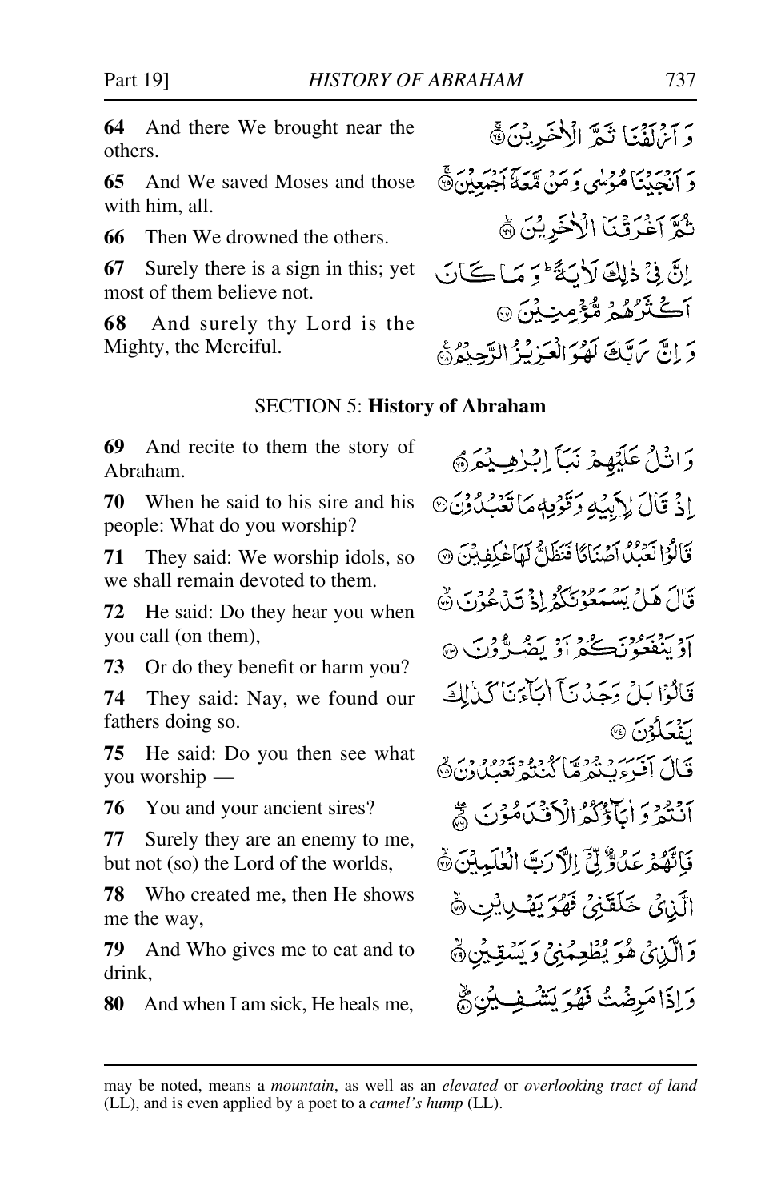**64** And there We brought near the others.

وَ اَزۡلَفۡنَا ثَمَّ الۡاٰخَرِیۡنَ ﴿۶۴﴾

**65** And We saved Moses and those with him, all.

وَ اَنۡجَیۡنَا مُوۡسٰی وَ مَنۡ مَّعَہٗۤ اَجۡمَعِیۡنَ ﴿۶۵﴾

**66** Then We drowned the others.

ثُمَّ اَغۡرَقۡنَا الۡاٰخَرِیۡنَ ﴿۶۶﴾

**67** Surely there is a sign in this; yet most of them believe not.

اِنَّ فِیۡ ذٰلِکَ لَاٰیَۃً ؕ وَ مَا کَانَ اَکۡثَرُہُمۡ مُّؤۡمِنِیۡنَ ﴿۶۷﴾

**68** And surely thy Lord is the Mighty, the Merciful.

وَ اِنَّ رَبَّکَ لَہُوَ الۡعَزِیۡزُ الرَّحِیۡمُ ﴿۶۸﴾

## SECTION 5: **History of Abraham**

**69** And recite to them the story of Abraham.

وَ اتۡلُ عَلَیۡہِمۡ نَبَاَ اِبۡرٰہِیۡمَ ﴿۶۹﴾

**70** When he said to his sire and his people: What do you worship?

اِذۡ قَالَ لِاَبِیۡہِ وَ قَوۡمِہٖ مَا تَعۡبُدُوۡنَ ﴿۷۰﴾

**71** They said: We worship idols, so we shall remain devoted to them.

قَالُوۡا نَعۡبُدُ اَصۡنَامًا فَنَظَلُّ لَہَا عٰکِفِیۡنَ ﴿۷۱﴾

**72** He said: Do they hear you when you call (on them),

قَالَ ہَلۡ یَسۡمَعُوۡنَکُمۡ اِذۡ تَدۡعُوۡنَ ﴿۷۲﴾

**73** Or do they benefit or harm you?

اَوۡ یَنۡفَعُوۡنَکُمۡ اَوۡ یَضُرُّوۡنَ ﴿۷۳﴾

**74** They said: Nay, we found our fathers doing so.

قَالُوۡا بَلۡ وَجَدۡنَاۤ اٰبَآءَنَا کَذٰلِکَ یَفۡعَلُوۡنَ ﴿۷۴﴾

**75** He said: Do you then see what you worship —

قَالَ اَفَرَءَیۡتُمۡ مَّا کُنۡتُمۡ تَعۡبُدُوۡنَ ﴿۷۵﴾

**76** You and your ancient sires?

اَنۡتُمۡ وَ اٰبَآؤُکُمُ الۡاَقۡدَمُوۡنَ ﴿۷۶﴾

**77** Surely they are an enemy to me, but not (so) the Lord of the worlds,

فَاِنَّہُمۡ عَدُوٌّ لِّیۡۤ اِلَّا رَبَّ الۡعٰلَمِیۡنَ ﴿۷۷﴾

**78** Who created me, then He shows me the way,

الَّذِیۡ خَلَقَنِیۡ فَہُوَ یَہۡدِیۡنِ ﴿۷۸﴾

**79** And Who gives me to eat and to drink,

وَ الَّذِیۡ ہُوَ یُطۡعِمُنِیۡ وَ یَسۡقِیۡنِ ﴿۷۹﴾

**80** And when I am sick, He heals me,

وَ اِذَا مَرِضۡتُ فَہُوَ یَشۡفِیۡنِ ﴿۸۰﴾

---

may be noted, means a *mountain*, as well as an *elevated* or *overlooking tract of land* (LL), and is even applied by a poet to a *camel's hump* (LL).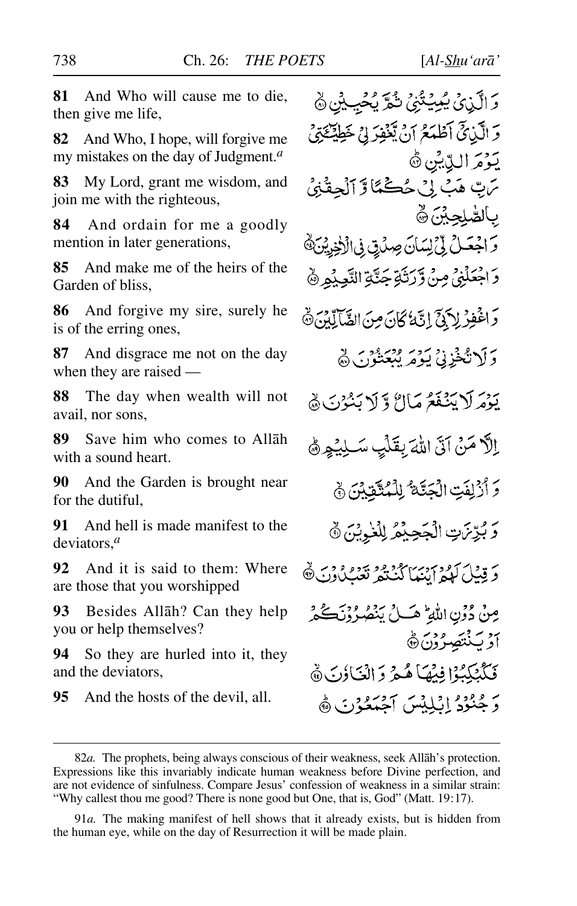**81** And Who will cause me to die, then give me life,

**82** And Who, I hope, will forgive me my mistakes on the day of Judgment.[a]

**83** My Lord, grant me wisdom, and join me with the righteous,

**84** And ordain for me a goodly mention in later generations,

**85** And make me of the heirs of the Garden of bliss,

**86** And forgive my sire, surely he is of the erring ones,

**87** And disgrace me not on the day when they are raised —

**88** The day when wealth will not avail, nor sons,

**89** Save him who comes to Allāh with a sound heart.

**90** And the Garden is brought near for the dutiful,

**91** And hell is made manifest to the deviators,[a]

**92** And it is said to them: Where are those that you worshipped

**93** Besides Allāh? Can they help you or help themselves?

**94** So they are hurled into it, they and the deviators,

**95** And the hosts of the devil, all.

وَ الَّذِيۡ يُمِيۡتُنِيۡ ثُمَّ يُحۡيِيۡنِ ﴿۸۱﴾

وَ الَّذِيۡۤ اَطۡمَعُ اَنۡ يَّغۡفِرَ لِيۡ خَطِيۡٓـَٔتِيۡ يَوۡمَ الدِّيۡنِ ﴿۸۲﴾

رَبِّ هَبۡ لِيۡ حُكۡمًا وَّ اَلۡحِقۡنِيۡ بِالصّٰلِحِيۡنَ ﴿۸۳﴾

وَ اجۡعَلۡ لِّيۡ لِسَانَ صِدۡقٍ فِي الۡاٰخِرِيۡنَ ﴿۸۴﴾

وَ اجۡعَلۡنِيۡ مِنۡ وَّرَثَةِ جَنَّةِ النَّعِيۡمِ ﴿۸۵﴾

وَ اغۡفِرۡ لِاَبِيۡۤ اِنَّهٗ كَانَ مِنَ الضَّآلِّيۡنَ ﴿۸۶﴾

وَ لَا تُخۡزِنِيۡ يَوۡمَ يُبۡعَثُوۡنَ ﴿۸۷﴾

يَوۡمَ لَا يَنۡفَعُ مَالٌ وَّ لَا بَنُوۡنَ ﴿۸۸﴾

اِلَّا مَنۡ اَتَى اللّٰهَ بِقَلۡبٍ سَلِيۡمٍ ﴿۸۹﴾

وَ اُزۡلِفَتِ الۡجَنَّةُ لِلۡمُتَّقِيۡنَ ﴿۹۰﴾

وَ بُرِّزَتِ الۡجَحِيۡمُ لِلۡغٰوِيۡنَ ﴿۹۱﴾

وَ قِيۡلَ لَهُمۡ اَيۡنَمَا كُنۡتُمۡ تَعۡبُدُوۡنَ ﴿۹۲﴾

مِنۡ دُوۡنِ اللّٰهِ ؕ هَلۡ يَنۡصُرُوۡنَكُمۡ اَوۡ يَنۡتَصِرُوۡنَ ﴿۹۳﴾

فَكُبۡكِبُوۡا فِيۡهَا هُمۡ وَ الۡغَاوٗنَ ﴿۹۴﴾

وَ جُنُوۡدُ اِبۡلِيۡسَ اَجۡمَعُوۡنَ ﴿۹۵﴾

---

82*a*. The prophets, being always conscious of their weakness, seek Allāh's protection. Expressions like this invariably indicate human weakness before Divine perfection, and are not evidence of sinfulness. Compare Jesus' confession of weakness in a similar strain: "Why callest thou me good? There is none good but One, that is, God" (Matt. 19:17).

91*a*. The making manifest of hell shows that it already exists, but is hidden from the human eye, while on the day of Resurrection it will be made plain.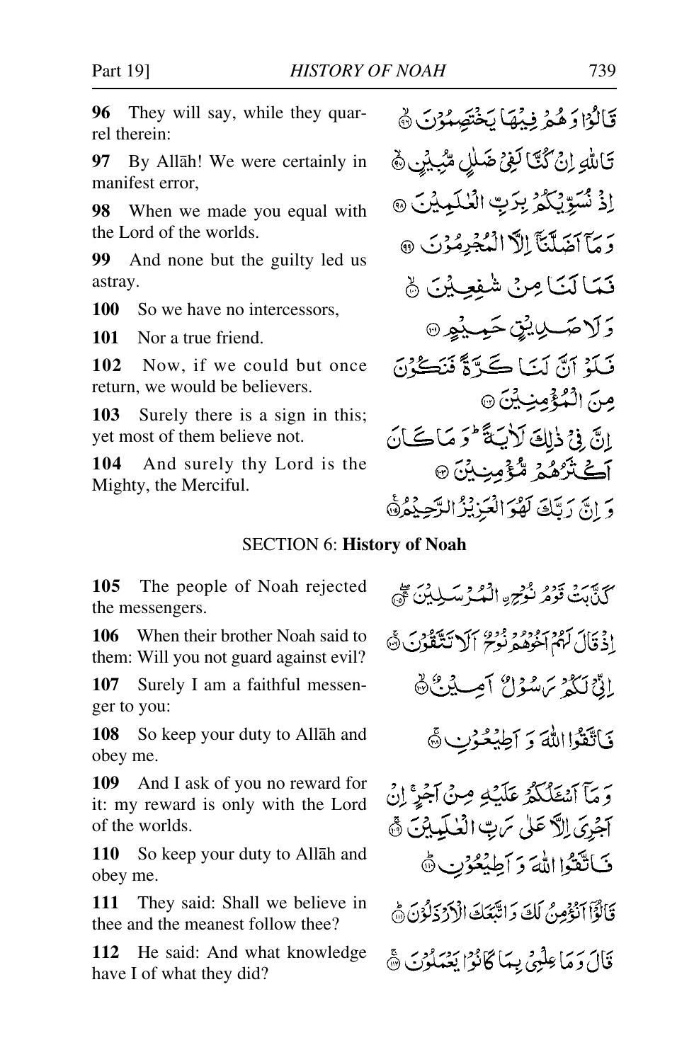**96** They will say, while they quarrel therein:

قَالُوْا وَهُمْ فِيْهَا يَخْتَصِمُوْنَ ﴿٩٦﴾

**97** By Allāh! We were certainly in manifest error,

تَاللّٰهِ اِنْ كُنَّا لَفِيْ ضَلٰلٍ مُّبِيْنٍ ﴿٩٧﴾

**98** When we made you equal with the Lord of the worlds.

اِذْ نُسَوِّيْكُمْ بِرَبِّ الْعٰلَمِيْنَ ﴿٩٨﴾

**99** And none but the guilty led us astray.

وَمَآ اَضَلَّنَآ اِلَّا الْمُجْرِمُوْنَ ﴿٩٩﴾

**100** So we have no intercessors,

فَمَا لَنَا مِنْ شٰفِعِيْنَ ﴿١٠٠﴾

**101** Nor a true friend.

وَلَا صَدِيْقٍ حَمِيْمٍ ﴿١٠١﴾

**102** Now, if we could but once return, we would be believers.

فَلَوْ اَنَّ لَنَا كَرَّةً فَنَكُوْنَ مِنَ الْمُؤْمِنِيْنَ ﴿١٠٢﴾

**103** Surely there is a sign in this; yet most of them believe not.

اِنَّ فِيْ ذٰلِكَ لَاٰيَةً ؕ وَمَا كَانَ اَكْثَرُهُمْ مُّؤْمِنِيْنَ ﴿١٠٣﴾

**104** And surely thy Lord is the Mighty, the Merciful.

وَاِنَّ رَبَّكَ لَهُوَ الْعَزِيْزُ الرَّحِيْمُ ﴿١٠٤﴾

## SECTION 6: **History of Noah**

**105** The people of Noah rejected the messengers.

كَذَّبَتْ قَوْمُ نُوْحِ ِۨالْمُرْسَلِيْنَ ﴿١٠٥﴾

**106** When their brother Noah said to them: Will you not guard against evil?

اِذْ قَالَ لَهُمْ اَخُوْهُمْ نُوْحٌ اَلَا تَتَّقُوْنَ ﴿١٠٦﴾

**107** Surely I am a faithful messenger to you:

اِنِّيْ لَكُمْ رَسُوْلٌ اَمِيْنٌ ﴿١٠٧﴾

**108** So keep your duty to Allāh and obey me.

فَاتَّقُوا اللّٰهَ وَاَطِيْعُوْنِ ﴿١٠٨﴾

**109** And I ask of you no reward for it: my reward is only with the Lord of the worlds.

وَمَآ اَسْـَٔلُكُمْ عَلَيْهِ مِنْ اَجْرٍ ۚ اِنْ اَجْرِيَ اِلَّا عَلٰى رَبِّ الْعٰلَمِيْنَ ﴿١٠٩﴾

**110** So keep your duty to Allāh and obey me.

فَاتَّقُوا اللّٰهَ وَاَطِيْعُوْنِ ﴿١١٠﴾

**111** They said: Shall we believe in thee and the meanest follow thee?

قَالُوْٓا اَنُؤْمِنُ لَكَ وَاتَّبَعَكَ الْاَرْذَلُوْنَ ﴿١١١﴾

**112** He said: And what knowledge have I of what they did?

قَالَ وَمَا عِلْمِيْ بِمَا كَانُوْا يَعْمَلُوْنَ ﴿١١٢﴾